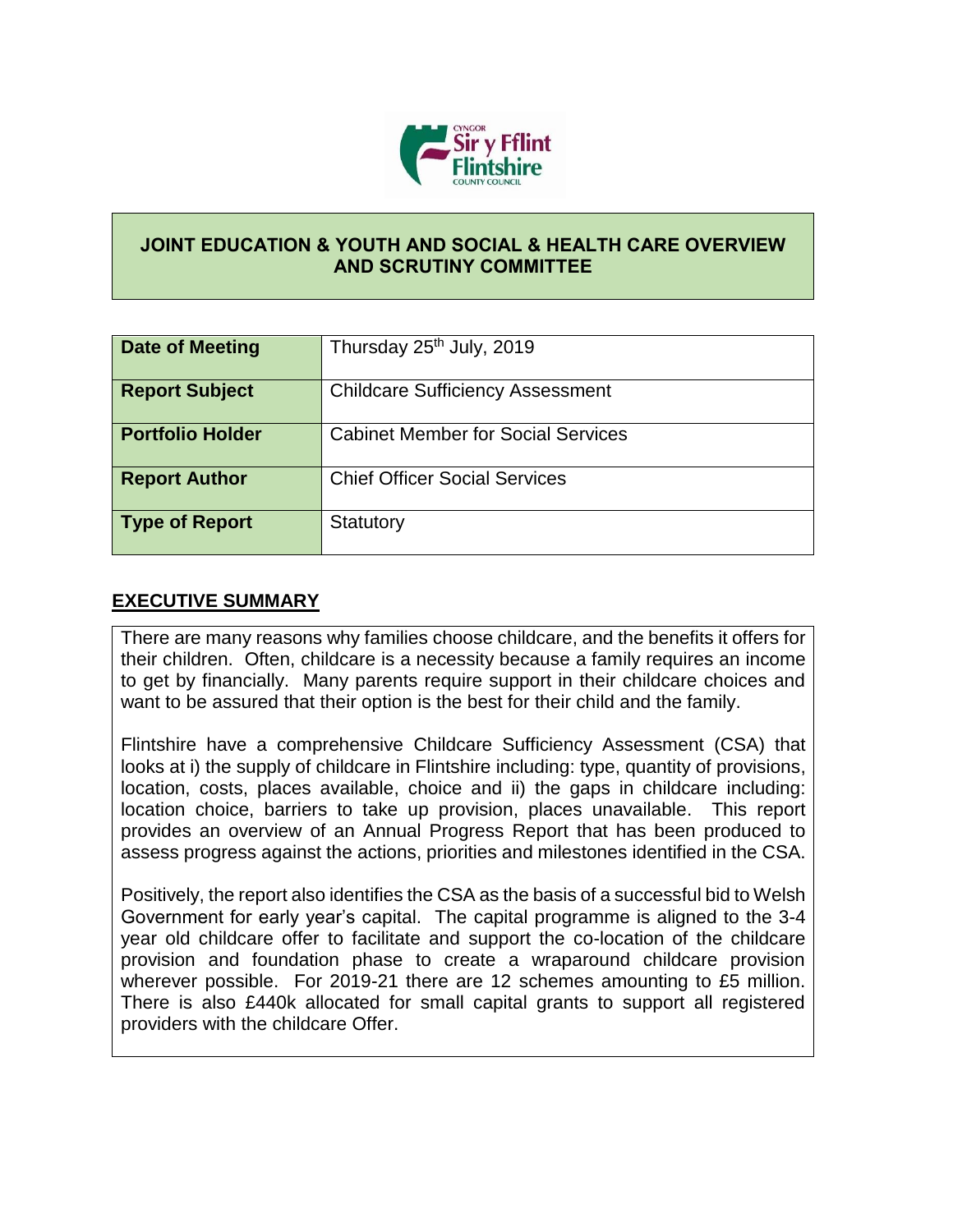## JOINT EDUCATION & YOUTH AND SOCIAL & HEALTH CARE OVERVIEW AND SCRUTINY COMMITTEE

| Date of Meeting | Thursday 25th July, 2019 |
|---|---|
| Report Subject | Childcare Sufficiency Assessment |
| Portfolio Holder | Cabinet Member for Social Services |
| Report Author | Chief Officer Social Services |
| Type of Report | Statutory |

## EXECUTIVE SUMMARY

There are many reasons why families choose childcare, and the benefits it offers for their children. Often, childcare is a necessity because a family requires an income to get by financially. Many parents require support in their childcare choices and want to be assured that their option is the best for their child and the family.

Flintshire have a comprehensive Childcare Sufficiency Assessment (CSA) that looks at i) the supply of childcare in Flintshire including: type, quantity of provisions, location, costs, places available, choice and ii) the gaps in childcare including: location choice, barriers to take up provision, places unavailable. This report provides an overview of an Annual Progress Report that has been produced to assess progress against the actions, priorities and milestones identified in the CSA.

Positively, the report also identifies the CSA as the basis of a successful bid to Welsh Government for early year's capital. The capital programme is aligned to the 3-4 year old childcare offer to facilitate and support the co-location of the childcare provision and foundation phase to create a wraparound childcare provision wherever possible. For 2019-21 there are 12 schemes amounting to £5 million. There is also £440k allocated for small capital grants to support all registered providers with the childcare Offer.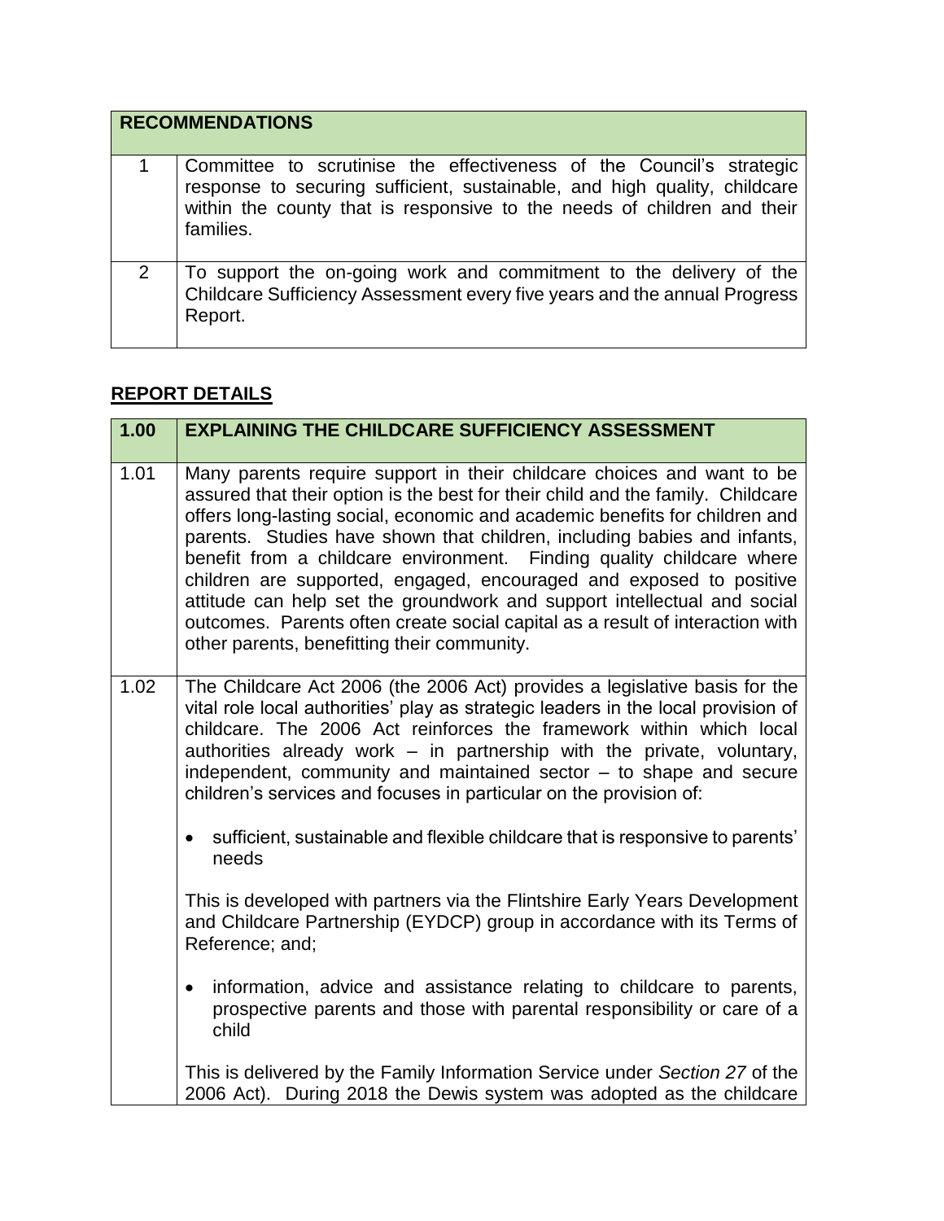| RECOMMENDATIONS | |
|---|---|
| 1 | Committee to scrutinise the effectiveness of the Council's strategic response to securing sufficient, sustainable, and high quality, childcare within the county that is responsive to the needs of children and their families. |
| 2 | To support the on-going work and commitment to the delivery of the Childcare Sufficiency Assessment every five years and the annual Progress Report. |

## REPORT DETAILS

| 1.00 | EXPLAINING THE CHILDCARE SUFFICIENCY ASSESSMENT |
|---|---|
| 1.01 | Many parents require support in their childcare choices and want to be assured that their option is the best for their child and the family. Childcare offers long-lasting social, economic and academic benefits for children and parents. Studies have shown that children, including babies and infants, benefit from a childcare environment. Finding quality childcare where children are supported, engaged, encouraged and exposed to positive attitude can help set the groundwork and support intellectual and social outcomes. Parents often create social capital as a result of interaction with other parents, benefitting their community. |
| 1.02 | The Childcare Act 2006 (the 2006 Act) provides a legislative basis for the vital role local authorities' play as strategic leaders in the local provision of childcare. The 2006 Act reinforces the framework within which local authorities already work – in partnership with the private, voluntary, independent, community and maintained sector – to shape and secure children's services and focuses in particular on the provision of:<br><br>• sufficient, sustainable and flexible childcare that is responsive to parents' needs<br><br>This is developed with partners via the Flintshire Early Years Development and Childcare Partnership (EYDCP) group in accordance with its Terms of Reference; and;<br><br>• information, advice and assistance relating to childcare to parents, prospective parents and those with parental responsibility or care of a child<br><br>This is delivered by the Family Information Service under *Section 27* of the 2006 Act). During 2018 the Dewis system was adopted as the childcare |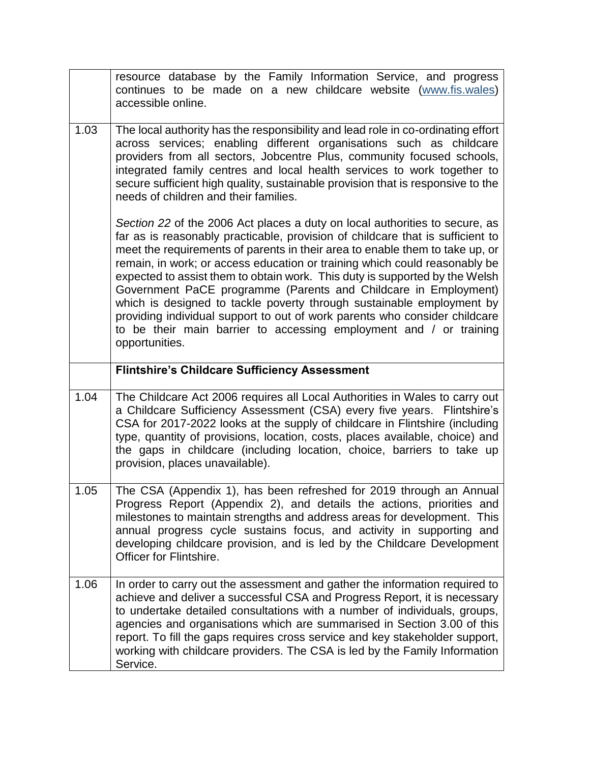| | |
|---|---|
| | resource database by the Family Information Service, and progress continues to be made on a new childcare website (www.fis.wales) accessible online. |
| 1.03 | The local authority has the responsibility and lead role in co-ordinating effort across services; enabling different organisations such as childcare providers from all sectors, Jobcentre Plus, community focused schools, integrated family centres and local health services to work together to secure sufficient high quality, sustainable provision that is responsive to the needs of children and their families.<br><br>*Section 22* of the 2006 Act places a duty on local authorities to secure, as far as is reasonably practicable, provision of childcare that is sufficient to meet the requirements of parents in their area to enable them to take up, or remain, in work; or access education or training which could reasonably be expected to assist them to obtain work. This duty is supported by the Welsh Government PaCE programme (Parents and Childcare in Employment) which is designed to tackle poverty through sustainable employment by providing individual support to out of work parents who consider childcare to be their main barrier to accessing employment and / or training opportunities. |
| | **Flintshire's Childcare Sufficiency Assessment** |
| 1.04 | The Childcare Act 2006 requires all Local Authorities in Wales to carry out a Childcare Sufficiency Assessment (CSA) every five years. Flintshire's CSA for 2017-2022 looks at the supply of childcare in Flintshire (including type, quantity of provisions, location, costs, places available, choice) and the gaps in childcare (including location, choice, barriers to take up provision, places unavailable). |
| 1.05 | The CSA (Appendix 1), has been refreshed for 2019 through an Annual Progress Report (Appendix 2), and details the actions, priorities and milestones to maintain strengths and address areas for development. This annual progress cycle sustains focus, and activity in supporting and developing childcare provision, and is led by the Childcare Development Officer for Flintshire. |
| 1.06 | In order to carry out the assessment and gather the information required to achieve and deliver a successful CSA and Progress Report, it is necessary to undertake detailed consultations with a number of individuals, groups, agencies and organisations which are summarised in Section 3.00 of this report. To fill the gaps requires cross service and key stakeholder support, working with childcare providers. The CSA is led by the Family Information Service. |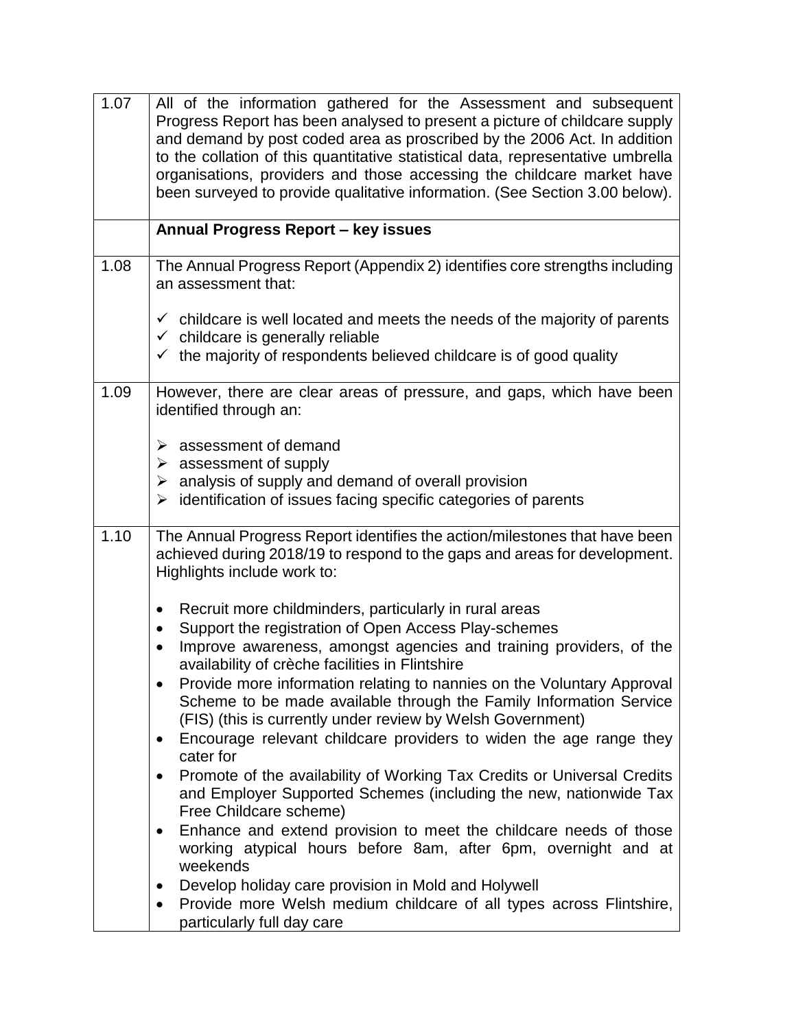| | |
|---|---|
| 1.07 | All of the information gathered for the Assessment and subsequent Progress Report has been analysed to present a picture of childcare supply and demand by post coded area as proscribed by the 2006 Act. In addition to the collation of this quantitative statistical data, representative umbrella organisations, providers and those accessing the childcare market have been surveyed to provide qualitative information. (See Section 3.00 below). |
| | **Annual Progress Report – key issues** |
| 1.08 | The Annual Progress Report (Appendix 2) identifies core strengths including an assessment that:<br><br>✓ childcare is well located and meets the needs of the majority of parents<br>✓ childcare is generally reliable<br>✓ the majority of respondents believed childcare is of good quality |
| 1.09 | However, there are clear areas of pressure, and gaps, which have been identified through an:<br><br>➢ assessment of demand<br>➢ assessment of supply<br>➢ analysis of supply and demand of overall provision<br>➢ identification of issues facing specific categories of parents |
| 1.10 | The Annual Progress Report identifies the action/milestones that have been achieved during 2018/19 to respond to the gaps and areas for development. Highlights include work to:<br><br>• Recruit more childminders, particularly in rural areas<br>• Support the registration of Open Access Play-schemes<br>• Improve awareness, amongst agencies and training providers, of the availability of crèche facilities in Flintshire<br>• Provide more information relating to nannies on the Voluntary Approval Scheme to be made available through the Family Information Service (FIS) (this is currently under review by Welsh Government)<br>• Encourage relevant childcare providers to widen the age range they cater for<br>• Promote of the availability of Working Tax Credits or Universal Credits and Employer Supported Schemes (including the new, nationwide Tax Free Childcare scheme)<br>• Enhance and extend provision to meet the childcare needs of those working atypical hours before 8am, after 6pm, overnight and at weekends<br>• Develop holiday care provision in Mold and Holywell<br>• Provide more Welsh medium childcare of all types across Flintshire, particularly full day care |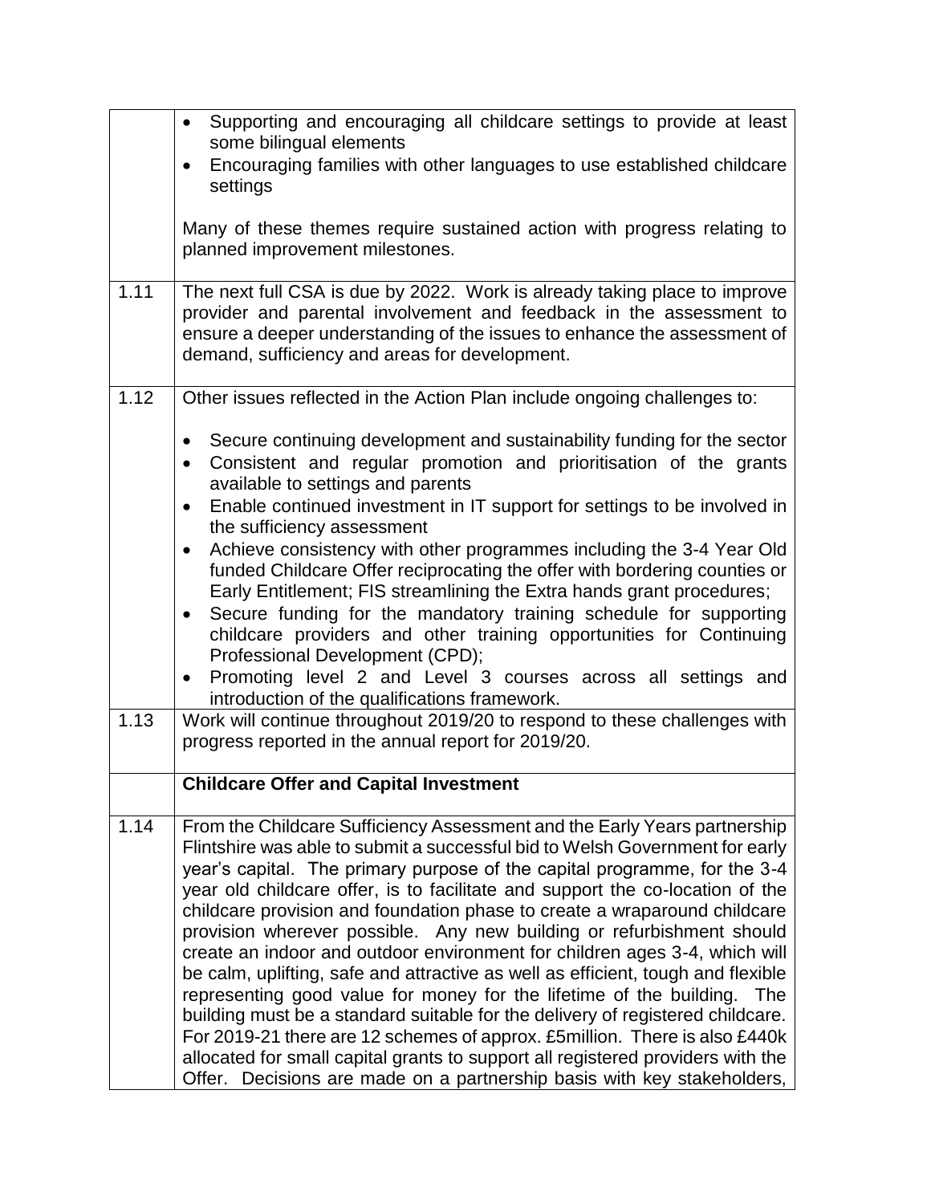| | |
|---|---|
| | • Supporting and encouraging all childcare settings to provide at least some bilingual elements<br>• Encouraging families with other languages to use established childcare settings<br><br>Many of these themes require sustained action with progress relating to planned improvement milestones. |
| 1.11 | The next full CSA is due by 2022. Work is already taking place to improve provider and parental involvement and feedback in the assessment to ensure a deeper understanding of the issues to enhance the assessment of demand, sufficiency and areas for development. |
| 1.12 | Other issues reflected in the Action Plan include ongoing challenges to:<br><br>• Secure continuing development and sustainability funding for the sector<br>• Consistent and regular promotion and prioritisation of the grants available to settings and parents<br>• Enable continued investment in IT support for settings to be involved in the sufficiency assessment<br>• Achieve consistency with other programmes including the 3-4 Year Old funded Childcare Offer reciprocating the offer with bordering counties or Early Entitlement; FIS streamlining the Extra hands grant procedures;<br>• Secure funding for the mandatory training schedule for supporting childcare providers and other training opportunities for Continuing Professional Development (CPD);<br>• Promoting level 2 and Level 3 courses across all settings and introduction of the qualifications framework. |
| 1.13 | Work will continue throughout 2019/20 to respond to these challenges with progress reported in the annual report for 2019/20. |
| | **Childcare Offer and Capital Investment** |
| 1.14 | From the Childcare Sufficiency Assessment and the Early Years partnership Flintshire was able to submit a successful bid to Welsh Government for early year's capital. The primary purpose of the capital programme, for the 3-4 year old childcare offer, is to facilitate and support the co-location of the childcare provision and foundation phase to create a wraparound childcare provision wherever possible. Any new building or refurbishment should create an indoor and outdoor environment for children ages 3-4, which will be calm, uplifting, safe and attractive as well as efficient, tough and flexible representing good value for money for the lifetime of the building. The building must be a standard suitable for the delivery of registered childcare. For 2019-21 there are 12 schemes of approx. £5million. There is also £440k allocated for small capital grants to support all registered providers with the Offer. Decisions are made on a partnership basis with key stakeholders, |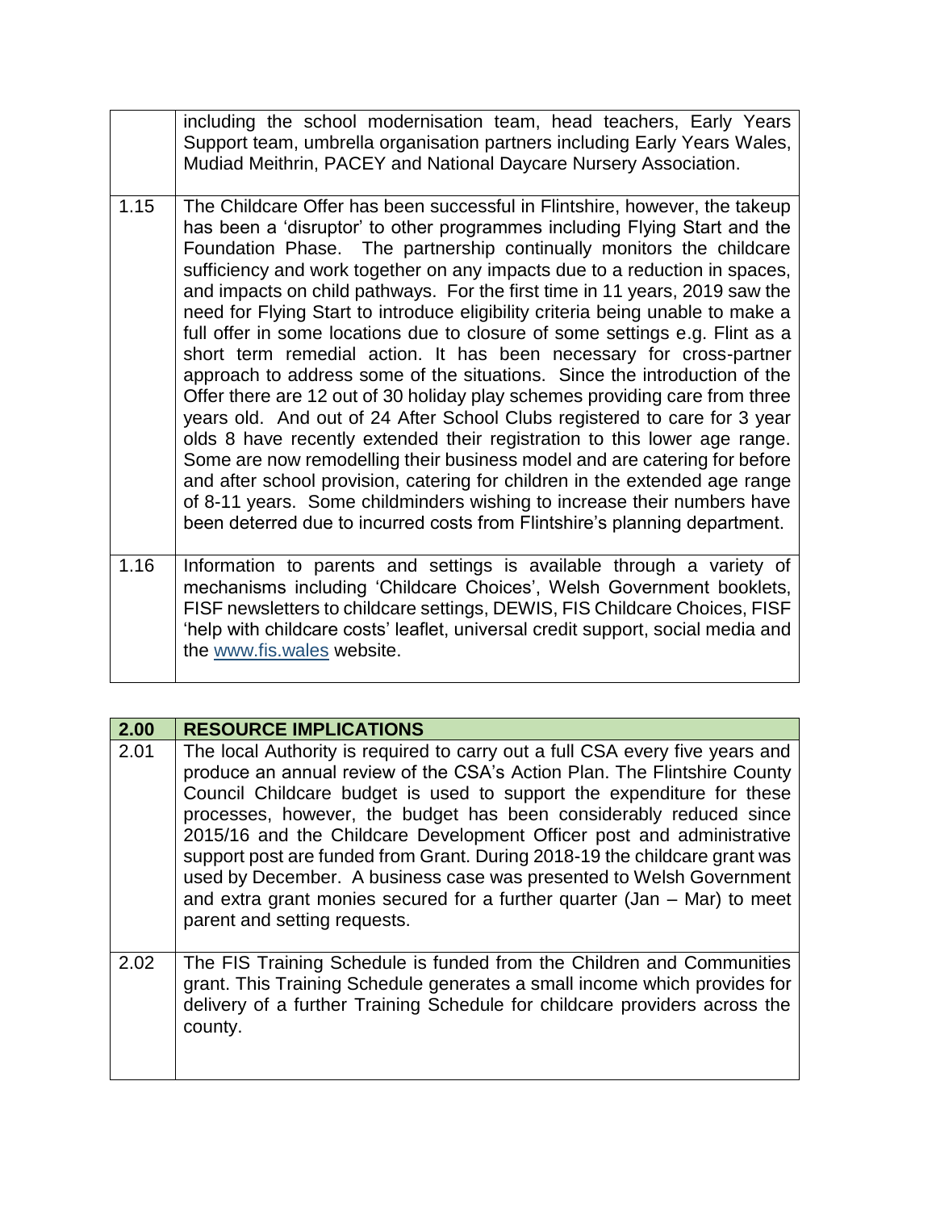| | |
|---|---|
| | including the school modernisation team, head teachers, Early Years Support team, umbrella organisation partners including Early Years Wales, Mudiad Meithrin, PACEY and National Daycare Nursery Association. |
| 1.15 | The Childcare Offer has been successful in Flintshire, however, the takeup has been a 'disruptor' to other programmes including Flying Start and the Foundation Phase. The partnership continually monitors the childcare sufficiency and work together on any impacts due to a reduction in spaces, and impacts on child pathways. For the first time in 11 years, 2019 saw the need for Flying Start to introduce eligibility criteria being unable to make a full offer in some locations due to closure of some settings e.g. Flint as a short term remedial action. It has been necessary for cross-partner approach to address some of the situations. Since the introduction of the Offer there are 12 out of 30 holiday play schemes providing care from three years old. And out of 24 After School Clubs registered to care for 3 year olds 8 have recently extended their registration to this lower age range. Some are now remodelling their business model and are catering for before and after school provision, catering for children in the extended age range of 8-11 years. Some childminders wishing to increase their numbers have been deterred due to incurred costs from Flintshire's planning department. |
| 1.16 | Information to parents and settings is available through a variety of mechanisms including 'Childcare Choices', Welsh Government booklets, FISF newsletters to childcare settings, DEWIS, FIS Childcare Choices, FISF 'help with childcare costs' leaflet, universal credit support, social media and the [www.fis.wales](http://www.fis.wales) website. |

| **2.00** | **RESOURCE IMPLICATIONS** |
|---|---|
| 2.01 | The local Authority is required to carry out a full CSA every five years and produce an annual review of the CSA's Action Plan. The Flintshire County Council Childcare budget is used to support the expenditure for these processes, however, the budget has been considerably reduced since 2015/16 and the Childcare Development Officer post and administrative support post are funded from Grant. During 2018-19 the childcare grant was used by December. A business case was presented to Welsh Government and extra grant monies secured for a further quarter (Jan – Mar) to meet parent and setting requests. |
| 2.02 | The FIS Training Schedule is funded from the Children and Communities grant. This Training Schedule generates a small income which provides for delivery of a further Training Schedule for childcare providers across the county. |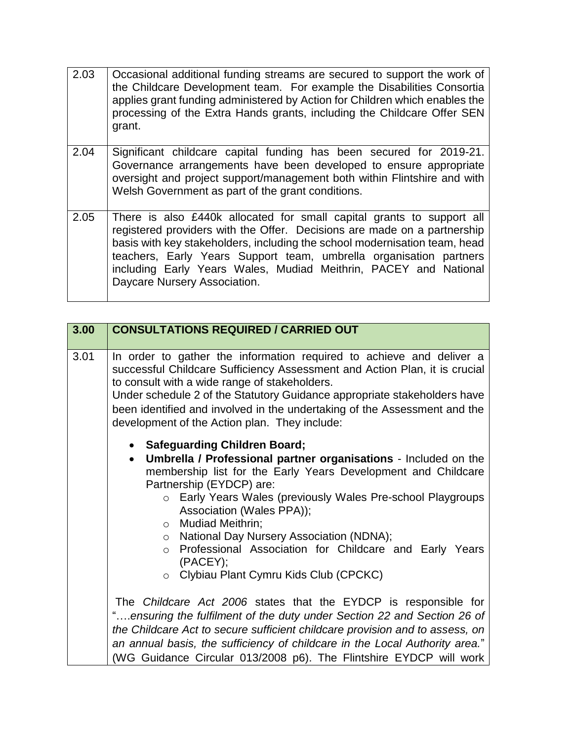| | |
|---|---|
| 2.03 | Occasional additional funding streams are secured to support the work of the Childcare Development team. For example the Disabilities Consortia applies grant funding administered by Action for Children which enables the processing of the Extra Hands grants, including the Childcare Offer SEN grant. |
| 2.04 | Significant childcare capital funding has been secured for 2019-21. Governance arrangements have been developed to ensure appropriate oversight and project support/management both within Flintshire and with Welsh Government as part of the grant conditions. |
| 2.05 | There is also £440k allocated for small capital grants to support all registered providers with the Offer. Decisions are made on a partnership basis with key stakeholders, including the school modernisation team, head teachers, Early Years Support team, umbrella organisation partners including Early Years Wales, Mudiad Meithrin, PACEY and National Daycare Nursery Association. |

| **3.00** | **CONSULTATIONS REQUIRED / CARRIED OUT** |
|---|---|
| 3.01 | In order to gather the information required to achieve and deliver a successful Childcare Sufficiency Assessment and Action Plan, it is crucial to consult with a wide range of stakeholders.<br>Under schedule 2 of the Statutory Guidance appropriate stakeholders have been identified and involved in the undertaking of the Assessment and the development of the Action plan. They include:<br><br>• **Safeguarding Children Board;**<br>• **Umbrella / Professional partner organisations** - Included on the membership list for the Early Years Development and Childcare Partnership (EYDCP) are:<br>&nbsp;&nbsp;&nbsp;&nbsp;○ Early Years Wales (previously Wales Pre-school Playgroups Association (Wales PPA));<br>&nbsp;&nbsp;&nbsp;&nbsp;○ Mudiad Meithrin;<br>&nbsp;&nbsp;&nbsp;&nbsp;○ National Day Nursery Association (NDNA);<br>&nbsp;&nbsp;&nbsp;&nbsp;○ Professional Association for Childcare and Early Years (PACEY);<br>&nbsp;&nbsp;&nbsp;&nbsp;○ Clybiau Plant Cymru Kids Club (CPCKC)<br><br>The *Childcare Act 2006* states that the EYDCP is responsible for "….*ensuring the fulfilment of the duty under Section 22 and Section 26 of the Childcare Act to secure sufficient childcare provision and to assess, on an annual basis, the sufficiency of childcare in the Local Authority area.*" (WG Guidance Circular 013/2008 p6). The Flintshire EYDCP will work |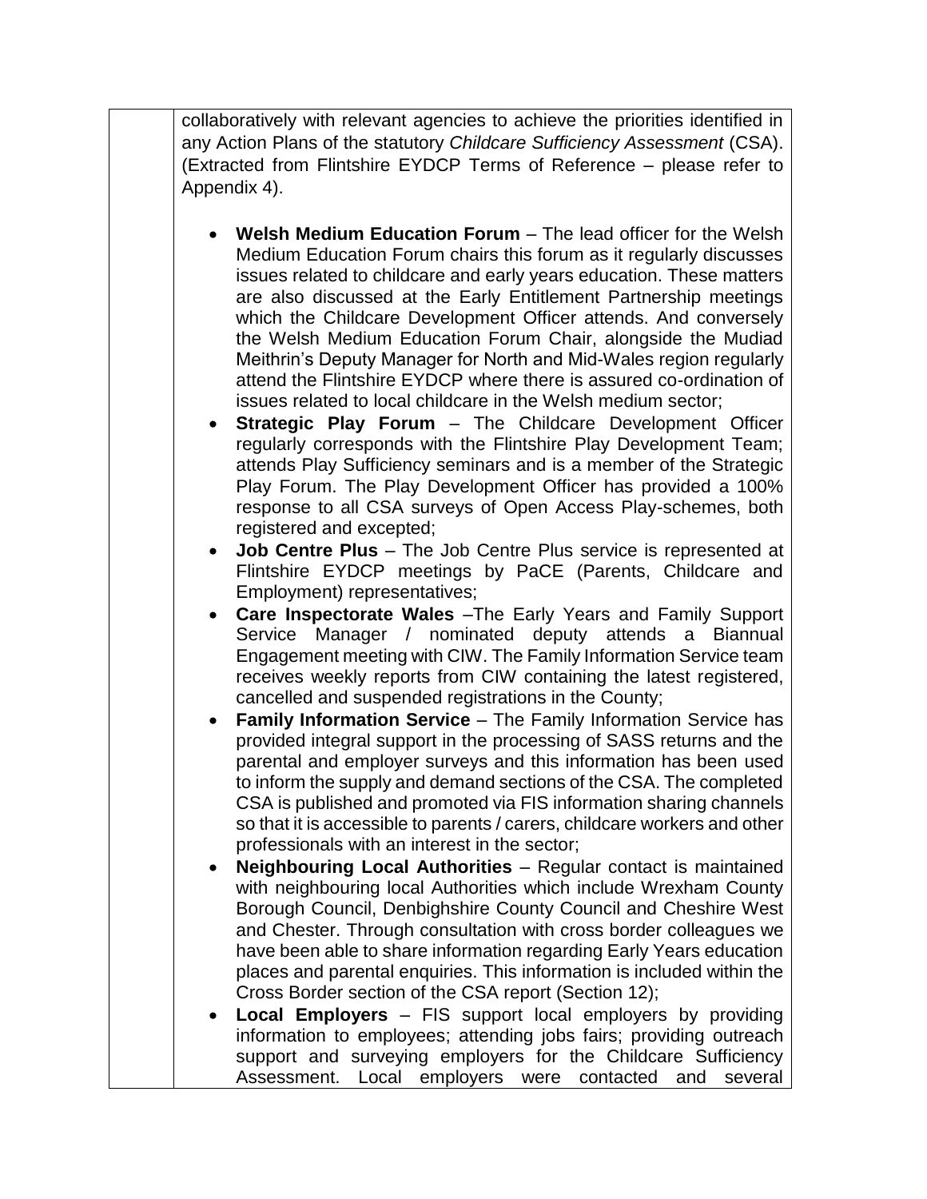collaboratively with relevant agencies to achieve the priorities identified in any Action Plans of the statutory *Childcare Sufficiency Assessment* (CSA). (Extracted from Flintshire EYDCP Terms of Reference – please refer to Appendix 4).

- **Welsh Medium Education Forum** – The lead officer for the Welsh Medium Education Forum chairs this forum as it regularly discusses issues related to childcare and early years education. These matters are also discussed at the Early Entitlement Partnership meetings which the Childcare Development Officer attends. And conversely the Welsh Medium Education Forum Chair, alongside the Mudiad Meithrin's Deputy Manager for North and Mid-Wales region regularly attend the Flintshire EYDCP where there is assured co-ordination of issues related to local childcare in the Welsh medium sector;
- **Strategic Play Forum** – The Childcare Development Officer regularly corresponds with the Flintshire Play Development Team; attends Play Sufficiency seminars and is a member of the Strategic Play Forum. The Play Development Officer has provided a 100% response to all CSA surveys of Open Access Play-schemes, both registered and excepted;
- **Job Centre Plus** – The Job Centre Plus service is represented at Flintshire EYDCP meetings by PaCE (Parents, Childcare and Employment) representatives;
- **Care Inspectorate Wales** –The Early Years and Family Support Service Manager / nominated deputy attends a Biannual Engagement meeting with CIW. The Family Information Service team receives weekly reports from CIW containing the latest registered, cancelled and suspended registrations in the County;
- **Family Information Service** – The Family Information Service has provided integral support in the processing of SASS returns and the parental and employer surveys and this information has been used to inform the supply and demand sections of the CSA. The completed CSA is published and promoted via FIS information sharing channels so that it is accessible to parents / carers, childcare workers and other professionals with an interest in the sector;
- **Neighbouring Local Authorities** – Regular contact is maintained with neighbouring local Authorities which include Wrexham County Borough Council, Denbighshire County Council and Cheshire West and Chester. Through consultation with cross border colleagues we have been able to share information regarding Early Years education places and parental enquiries. This information is included within the Cross Border section of the CSA report (Section 12);
- **Local Employers** – FIS support local employers by providing information to employees; attending jobs fairs; providing outreach support and surveying employers for the Childcare Sufficiency Assessment. Local employers were contacted and several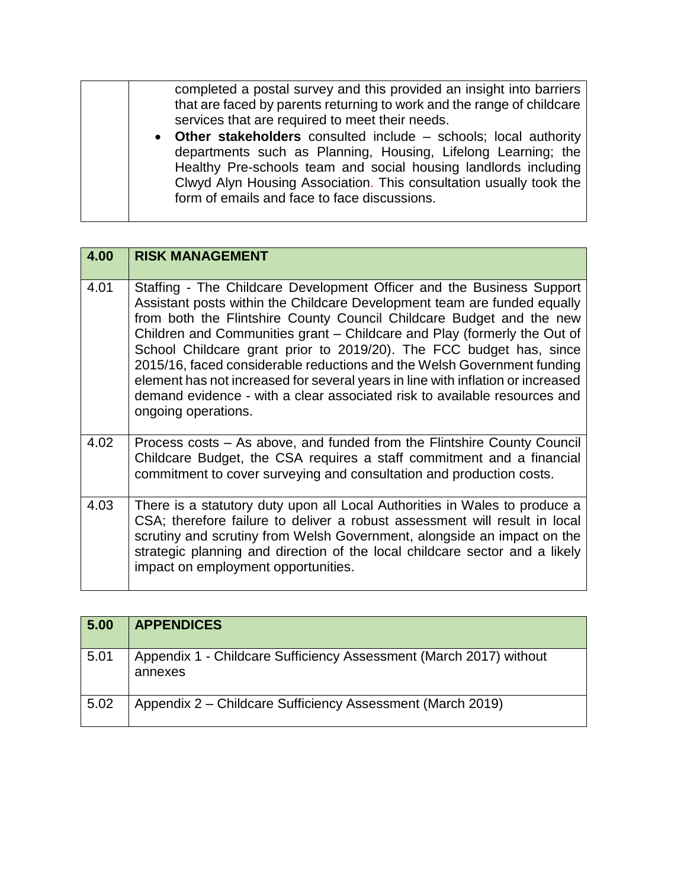| | |
|---|---|
| | completed a postal survey and this provided an insight into barriers that are faced by parents returning to work and the range of childcare services that are required to meet their needs.<br>• **Other stakeholders** consulted include – schools; local authority departments such as Planning, Housing, Lifelong Learning; the Healthy Pre-schools team and social housing landlords including Clwyd Alyn Housing Association. This consultation usually took the form of emails and face to face discussions. |

| **4.00** | **RISK MANAGEMENT** |
|---|---|
| 4.01 | Staffing - The Childcare Development Officer and the Business Support Assistant posts within the Childcare Development team are funded equally from both the Flintshire County Council Childcare Budget and the new Children and Communities grant – Childcare and Play (formerly the Out of School Childcare grant prior to 2019/20). The FCC budget has, since 2015/16, faced considerable reductions and the Welsh Government funding element has not increased for several years in line with inflation or increased demand evidence - with a clear associated risk to available resources and ongoing operations. |
| 4.02 | Process costs – As above, and funded from the Flintshire County Council Childcare Budget, the CSA requires a staff commitment and a financial commitment to cover surveying and consultation and production costs. |
| 4.03 | There is a statutory duty upon all Local Authorities in Wales to produce a CSA; therefore failure to deliver a robust assessment will result in local scrutiny and scrutiny from Welsh Government, alongside an impact on the strategic planning and direction of the local childcare sector and a likely impact on employment opportunities. |

| **5.00** | **APPENDICES** |
|---|---|
| 5.01 | Appendix 1 - Childcare Sufficiency Assessment (March 2017) without annexes |
| 5.02 | Appendix 2 – Childcare Sufficiency Assessment (March 2019) |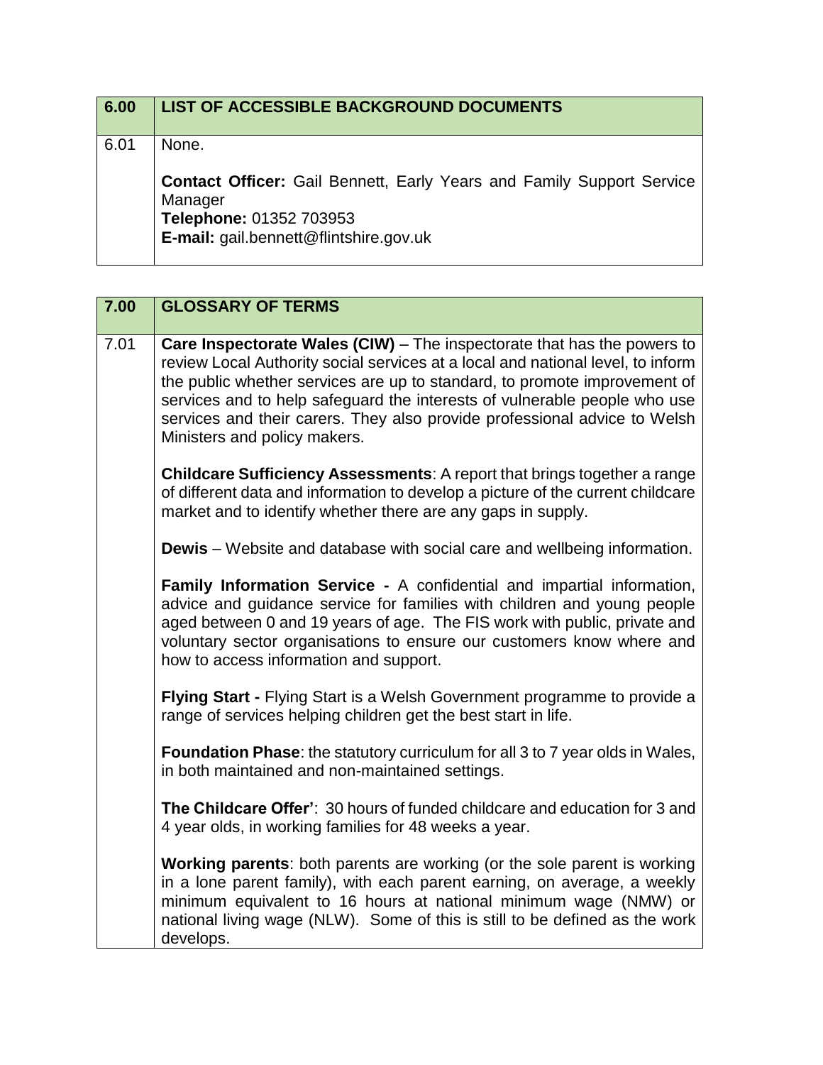| 6.00 | LIST OF ACCESSIBLE BACKGROUND DOCUMENTS |
|---|---|
| 6.01 | None.<br><br>**Contact Officer:** Gail Bennett, Early Years and Family Support Service Manager<br>**Telephone:** 01352 703953<br>**E-mail:** gail.bennett@flintshire.gov.uk |

| 7.00 | GLOSSARY OF TERMS |
|---|---|
| 7.01 | **Care Inspectorate Wales (CIW)** – The inspectorate that has the powers to review Local Authority social services at a local and national level, to inform the public whether services are up to standard, to promote improvement of services and to help safeguard the interests of vulnerable people who use services and their carers. They also provide professional advice to Welsh Ministers and policy makers.<br><br>**Childcare Sufficiency Assessments**: A report that brings together a range of different data and information to develop a picture of the current childcare market and to identify whether there are any gaps in supply.<br><br>**Dewis** – Website and database with social care and wellbeing information.<br><br>**Family Information Service -** A confidential and impartial information, advice and guidance service for families with children and young people aged between 0 and 19 years of age. The FIS work with public, private and voluntary sector organisations to ensure our customers know where and how to access information and support.<br><br>**Flying Start -** Flying Start is a Welsh Government programme to provide a range of services helping children get the best start in life.<br><br>**Foundation Phase**: the statutory curriculum for all 3 to 7 year olds in Wales, in both maintained and non-maintained settings.<br><br>**The Childcare Offer'**: 30 hours of funded childcare and education for 3 and 4 year olds, in working families for 48 weeks a year.<br><br>**Working parents**: both parents are working (or the sole parent is working in a lone parent family), with each parent earning, on average, a weekly minimum equivalent to 16 hours at national minimum wage (NMW) or national living wage (NLW). Some of this is still to be defined as the work develops. |